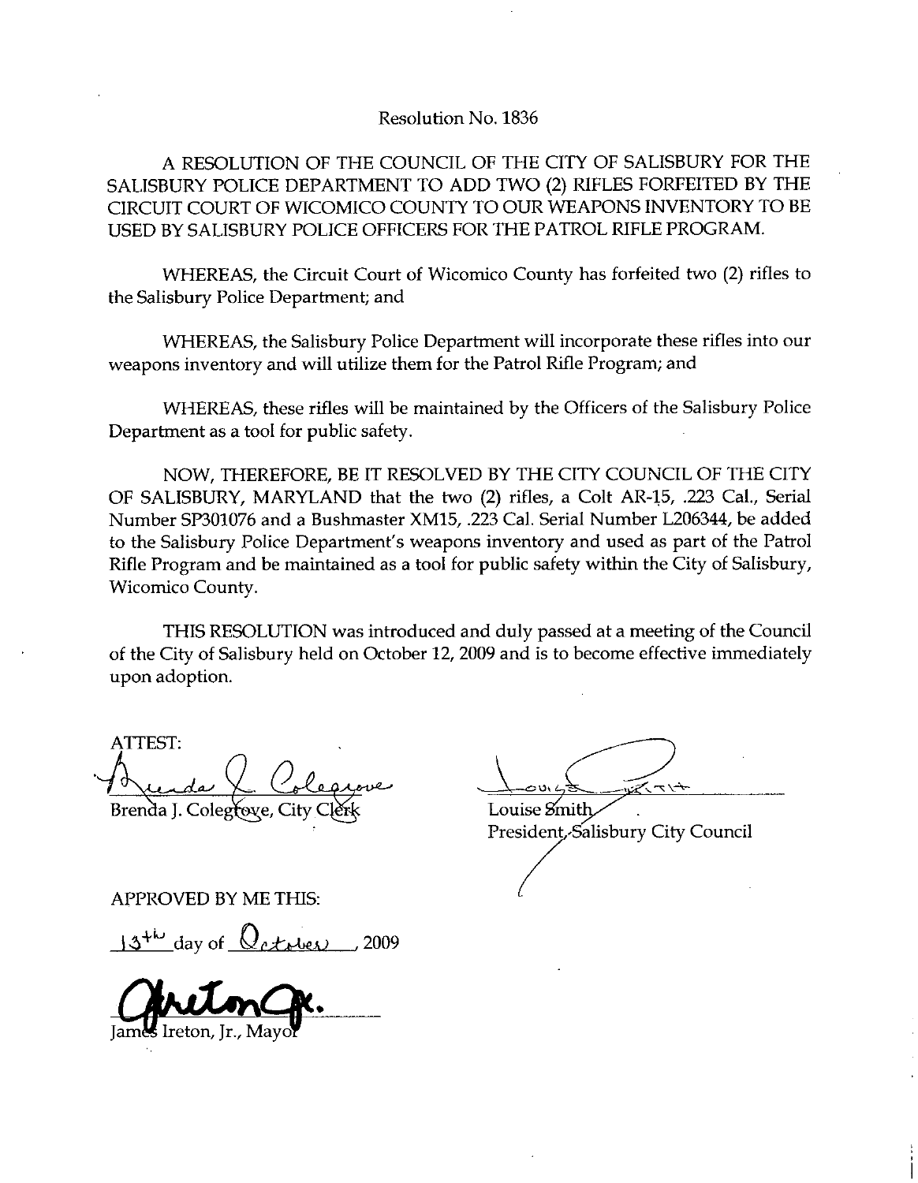Resolution No. 1836

A RESOLUTION OF THE COUNCIL OF THE CITY OF SALISBURY FOR THE SALISBURY POLICE DEPARTMENT TO ADD TWO (2) RIFLES FORFEITED BY THE CIRCUIT COURT OF WICOMICO COUNTY TO OUR WEAPONS INVENTORY TO BE USED BY SALISBURY POLICE OFFICERS FOR THE PATROL RIFLE PROGRAM.

WHEREAS, the Circuit Court of Wicomico County has forfeited two (2) rifles to the Salisbury Police Department; and

WHEREAS, the Salisbury Police Department will incorporate these rifles into our weapons inventory and will utilize them for the Patrol Rifle Program; and

WHEREAS, these rifles will be maintained by the Officers of the Salisbury Police Department as a tool for public safety.

NOW, THEREFORE, BE IT RESOLVED BY THE CITY COUNCIL OF THE CITY OF SALISBURY, MARYLAND that the two (2) rifles, a Colt AR-15, .223 Cal., Serial Number SP301076 and a Bushmaster XM15, .223 Cal. Serial Number L206344, be added to the Salisbury Police Department's weapons inventory and used as part of the Patrol Rifle Program and be maintained as a tool for public safety within the City of Salisbury, Wicomico County.

THIS RESOLUTION was introduced and duly passed at a meeting of the Council of the City of Salisbury held on October 12, 2009 and is to become effective immediately upon adoption.

ATTEST:

Brenda J. Colegrove, City Clerk

Louise Smith
President, Salisbury City Council

APPROVED BY ME THIS:

13th day of October, 2009

James Ireton, Jr., Mayor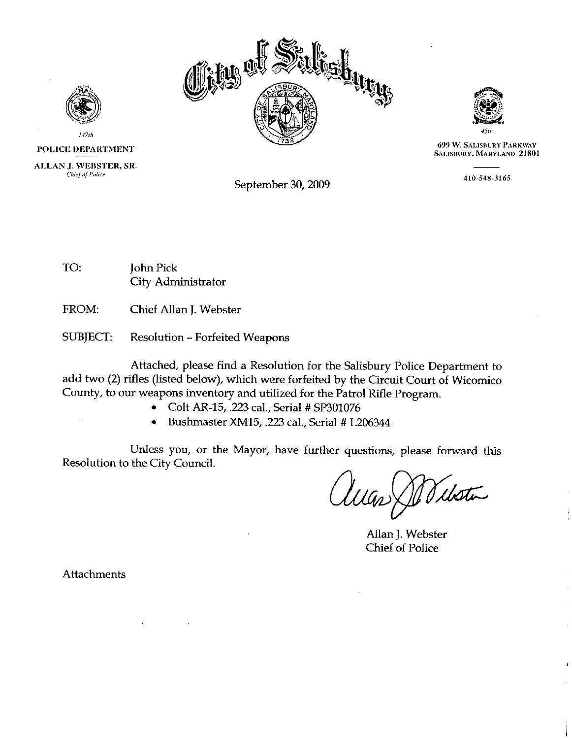# City of Salisbury

147th

**POLICE DEPARTMENT**

**ALLAN J. WEBSTER, SR.**
*Chief of Police*

45th

699 W. SALISBURY PARKWAY
SALISBURY, MARYLAND 21801

410-548-3165

September 30, 2009

TO: John Pick
City Administrator

FROM: Chief Allan J. Webster

SUBJECT: Resolution – Forfeited Weapons

Attached, please find a Resolution for the Salisbury Police Department to add two (2) rifles (listed below), which were forfeited by the Circuit Court of Wicomico County, to our weapons inventory and utilized for the Patrol Rifle Program.

- Colt AR-15, .223 cal., Serial # SP301076
- Bushmaster XM15, .223 cal., Serial # L206344

Unless you, or the Mayor, have further questions, please forward this Resolution to the City Council.

Allan J. Webster
Chief of Police

Attachments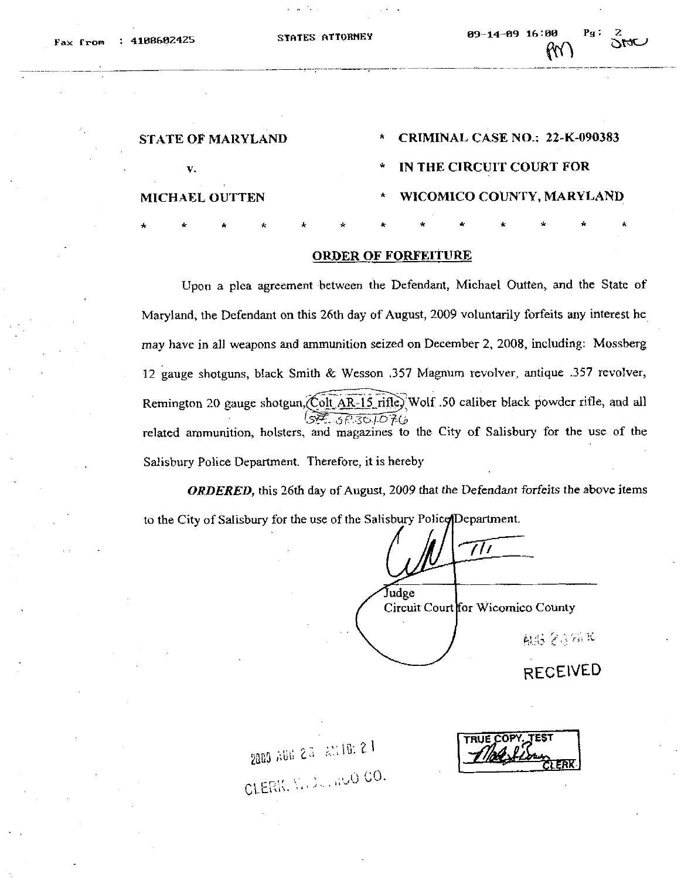Fax from : 4108602425 STATES ATTORNEY 09-14-09 16:00 Pg: 2

| | |
|---|---|
| **STATE OF MARYLAND** | * **CRIMINAL CASE NO.: 22-K-090383** |
| **v.** | * **IN THE CIRCUIT COURT FOR** |
| **MICHAEL OUTTEN** | * **WICOMICO COUNTY, MARYLAND** |

\* \* \* \* \* \* \* \* \* \* \* \* \*

## ORDER OF FORFEITURE

Upon a plea agreement between the Defendant, Michael Outten, and the State of Maryland, the Defendant on this 26th day of August, 2009 voluntarily forfeits any interest he may have in all weapons and ammunition seized on December 2, 2008, including: Mossberg 12 gauge shotguns, black Smith & Wesson .357 Magnum revolver, antique .357 revolver, Remington 20 gauge shotgun, Colt AR-15 rifle, Wolf .50 caliber black powder rifle, and all related ammunition, holsters, and magazines to the City of Salisbury for the use of the Salisbury Police Department. Therefore, it is hereby

SN. SP.301076

***ORDERED,*** this 26th day of August, 2009 that the Defendant forfeits the above items to the City of Salisbury for the use of the Salisbury Police Department.

Judge
Circuit Court for Wicomico County

RECEIVED

2009 AUG 28 AM 10: 21
CLERK, WICOMICO CO.

TRUE COPY, TEST
CLERK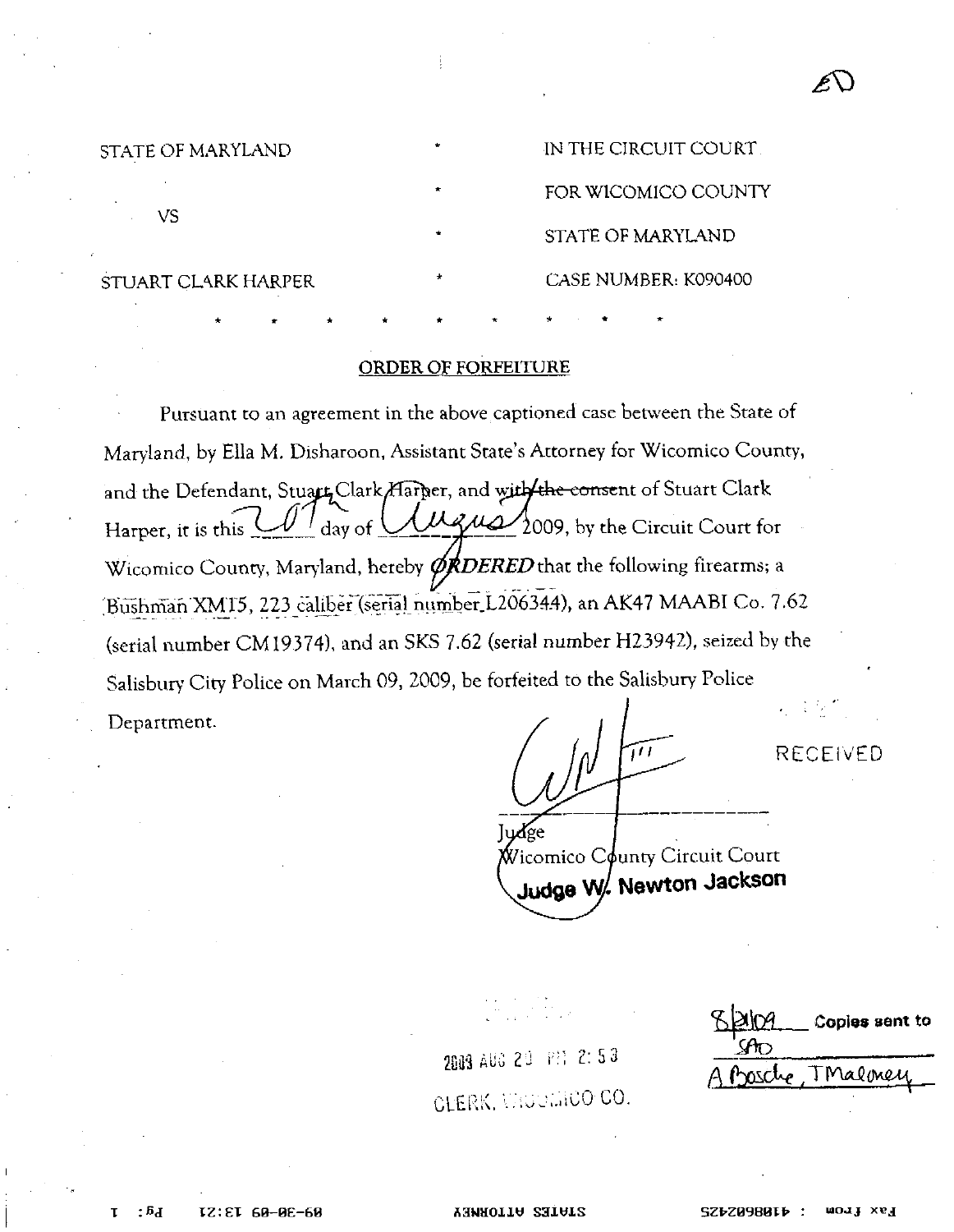STATE OF MARYLAND * IN THE CIRCUIT COURT

\* FOR WICOMICO COUNTY

VS

\* STATE OF MARYLAND

STUART CLARK HARPER * CASE NUMBER: K090400

\* * * * * * * * *

## ORDER OF FORFEITURE

Pursuant to an agreement in the above captioned case between the State of Maryland, by Ella M. Disharoon, Assistant State's Attorney for Wicomico County, and the Defendant, Stuart Clark Harper, and with ~~the consent~~ of Stuart Clark Harper, it is this 20th day of August 2009, by the Circuit Court for Wicomico County, Maryland, hereby ***ORDERED*** that the following firearms; a Bushman XM15, 223 caliber (serial number L206344), an AK47 MAABI Co. 7.62 (serial number CM19374), and an SKS 7.62 (serial number H23942), seized by the Salisbury City Police on March 09, 2009, be forfeited to the Salisbury Police Department.

RECEIVED

Judge
Wicomico County Circuit Court
**Judge W. Newton Jackson**

2009 AUG 20 PM 2:53
CLERK, WICOMICO CO.

8/21/09 Copies sent to
SAO
A Bosche, T Maloney